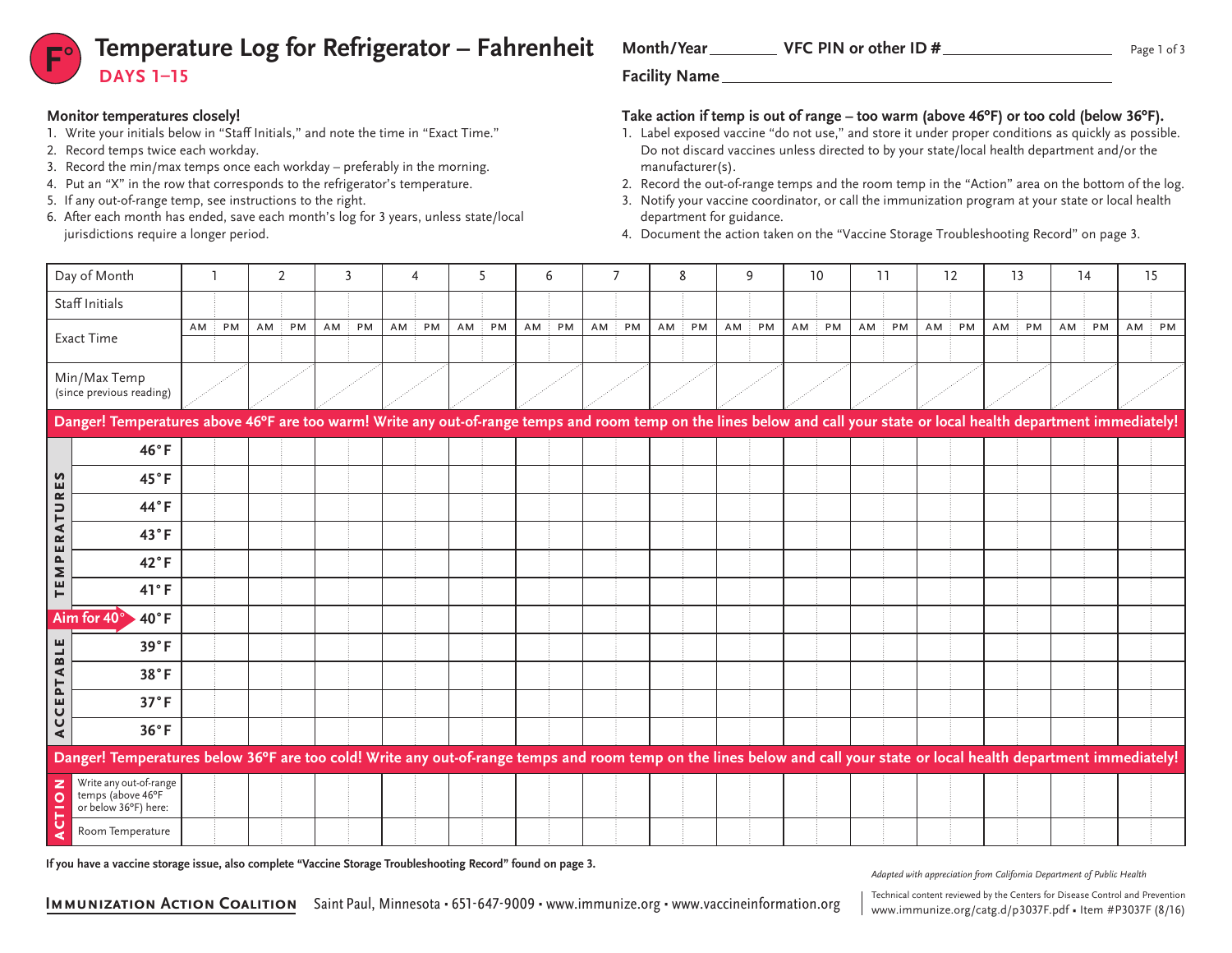# Temperature Log for Refrigerator – Fahrenheit

**DAYS 1–15**

**Month/Year** ________ **VFC PIN or other ID #** ____________________

**Facility Name** ____________________________________________

**Monitor temperatures closely!**

1. Write your initials below in "Staff Initials," and note the time in "Exact Time."
2. Record temps twice each workday.
3. Record the min/max temps once each workday – preferably in the morning.
4. Put an "X" in the row that corresponds to the refrigerator's temperature.
5. If any out-of-range temp, see instructions to the right.
6. After each month has ended, save each month's log for 3 years, unless state/local jurisdictions require a longer period.

**Take action if temp is out of range – too warm (above 46°F) or too cold (below 36°F).**

1. Label exposed vaccine "do not use," and store it under proper conditions as quickly as possible. Do not discard vaccines unless directed to by your state/local health department and/or the manufacturer(s).
2. Record the out-of-range temps and the room temp in the "Action" area on the bottom of the log.
3. Notify your vaccine coordinator, or call the immunization program at your state or local health department for guidance.
4. Document the action taken on the "Vaccine Storage Troubleshooting Record" on page 3.

| Day of Month | 1 | | 2 | | 3 | | 4 | | 5 | | 6 | | 7 | | 8 | | 9 | | 10 | | 11 | | 12 | | 13 | | 14 | | 15 | |
|---|---|---|---|---|---|---|---|---|---|---|---|---|---|---|---|---|---|---|---|---|---|---|---|---|---|---|---|---|---|---|
| Staff Initials | | | | | | | | | | | | | | | | | | | | | | | | | | | | | | |
| Exact Time | AM | PM | AM | PM | AM | PM | AM | PM | AM | PM | AM | PM | AM | PM | AM | PM | AM | PM | AM | PM | AM | PM | AM | PM | AM | PM | AM | PM | AM | PM |
| Min/Max Temp (since previous reading) | | | | | | | | | | | | | | | | | | | | | | | | | | | | | | |
| **Danger! Temperatures above 46°F are too warm! Write any out-of-range temps and room temp on the lines below and call your state or local health department immediately!** | | | | | | | | | | | | | | | | | | | | | | | | | | | | | | |
| **ACCEPTABLE TEMPERATURES** 46°F | | | | | | | | | | | | | | | | | | | | | | | | | | | | | | |
| 45°F | | | | | | | | | | | | | | | | | | | | | | | | | | | | | | |
| 44°F | | | | | | | | | | | | | | | | | | | | | | | | | | | | | | |
| 43°F | | | | | | | | | | | | | | | | | | | | | | | | | | | | | | |
| 42°F | | | | | | | | | | | | | | | | | | | | | | | | | | | | | | |
| 41°F | | | | | | | | | | | | | | | | | | | | | | | | | | | | | | |
| Aim for 40° → 40°F | | | | | | | | | | | | | | | | | | | | | | | | | | | | | | |
| 39°F | | | | | | | | | | | | | | | | | | | | | | | | | | | | | | |
| 38°F | | | | | | | | | | | | | | | | | | | | | | | | | | | | | | |
| 37°F | | | | | | | | | | | | | | | | | | | | | | | | | | | | | | |
| 36°F | | | | | | | | | | | | | | | | | | | | | | | | | | | | | | |
| **Danger! Temperatures below 36°F are too cold! Write any out-of-range temps and room temp on the lines below and call your state or local health department immediately!** | | | | | | | | | | | | | | | | | | | | | | | | | | | | | | |
| **ACTION** Write any out-of-range temps (above 46°F or below 36°F) here: | | | | | | | | | | | | | | | | | | | | | | | | | | | | | | |
| Room Temperature | | | | | | | | | | | | | | | | | | | | | | | | | | | | | | |

**If you have a vaccine storage issue, also complete "Vaccine Storage Troubleshooting Record" found on page 3.**

*Adapted with appreciation from California Department of Public Health*

**Immunization Action Coalition** Saint Paul, Minnesota • 651-647-9009 • www.immunize.org • www.vaccineinformation.org

Technical content reviewed by the Centers for Disease Control and Prevention
www.immunize.org/catg.d/p3037F.pdf • Item #P3037F (8/16)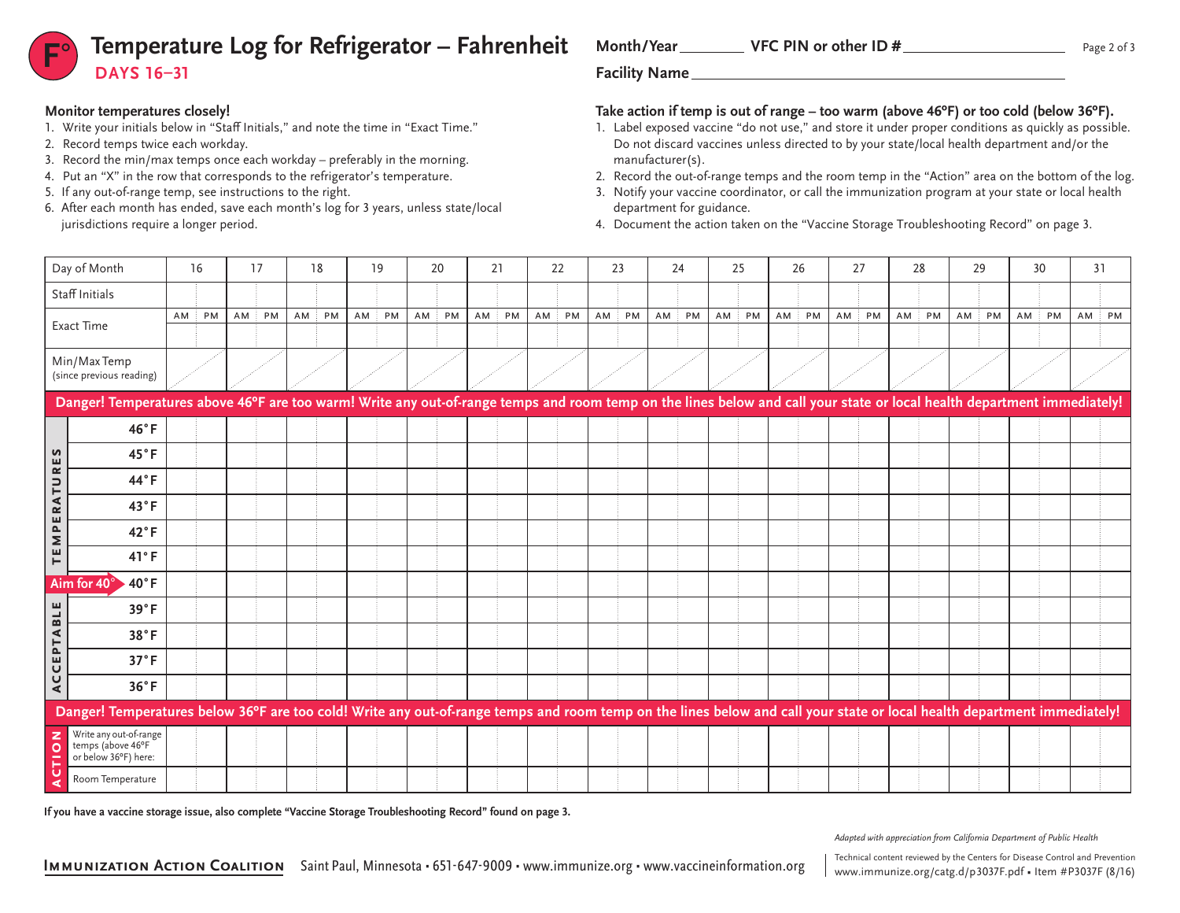# Temperature Log for Refrigerator – Fahrenheit

**DAYS 16–31**

**Month/Year** ________ **VFC PIN or other ID #** ____________________

**Facility Name** ____________________________________________

### Monitor temperatures closely!

1. Write your initials below in "Staff Initials," and note the time in "Exact Time."
2. Record temps twice each workday.
3. Record the min/max temps once each workday – preferably in the morning.
4. Put an "X" in the row that corresponds to the refrigerator's temperature.
5. If any out-of-range temp, see instructions to the right.
6. After each month has ended, save each month's log for 3 years, unless state/local jurisdictions require a longer period.

### Take action if temp is out of range – too warm (above 46°F) or too cold (below 36°F).

1. Label exposed vaccine "do not use," and store it under proper conditions as quickly as possible. Do not discard vaccines unless directed to by your state/local health department and/or the manufacturer(s).
2. Record the out-of-range temps and the room temp in the "Action" area on the bottom of the log.
3. Notify your vaccine coordinator, or call the immunization program at your state or local health department for guidance.
4. Document the action taken on the "Vaccine Storage Troubleshooting Record" on page 3.

| Day of Month | 16 | | 17 | | 18 | | 19 | | 20 | | 21 | | 22 | | 23 | | 24 | | 25 | | 26 | | 27 | | 28 | | 29 | | 30 | | 31 | |
|---|---|---|---|---|---|---|---|---|---|---|---|---|---|---|---|---|---|---|---|---|---|---|---|---|---|---|---|---|---|---|---|---|
| Staff Initials | | | | | | | | | | | | | | | | | | | | | | | | | | | | | | | | |
| Exact Time | AM | PM | AM | PM | AM | PM | AM | PM | AM | PM | AM | PM | AM | PM | AM | PM | AM | PM | AM | PM | AM | PM | AM | PM | AM | PM | AM | PM | AM | PM | AM | PM |
| Min/Max Temp (since previous reading) | | | | | | | | | | | | | | | | | | | | | | | | | | | | | | | | |
| **Danger! Temperatures above 46°F are too warm! Write any out-of-range temps and room temp on the lines below and call your state or local health department immediately!** | | | | | | | | | | | | | | | | | | | | | | | | | | | | | | | | |
| ACCEPTABLE TEMPERATURES 46°F | | | | | | | | | | | | | | | | | | | | | | | | | | | | | | | | |
| 45°F | | | | | | | | | | | | | | | | | | | | | | | | | | | | | | | | |
| 44°F | | | | | | | | | | | | | | | | | | | | | | | | | | | | | | | | |
| 43°F | | | | | | | | | | | | | | | | | | | | | | | | | | | | | | | | |
| 42°F | | | | | | | | | | | | | | | | | | | | | | | | | | | | | | | | |
| 41°F | | | | | | | | | | | | | | | | | | | | | | | | | | | | | | | | |
| Aim for 40° 40°F | | | | | | | | | | | | | | | | | | | | | | | | | | | | | | | | |
| 39°F | | | | | | | | | | | | | | | | | | | | | | | | | | | | | | | | |
| 38°F | | | | | | | | | | | | | | | | | | | | | | | | | | | | | | | | |
| 37°F | | | | | | | | | | | | | | | | | | | | | | | | | | | | | | | | |
| 36°F | | | | | | | | | | | | | | | | | | | | | | | | | | | | | | | | |
| **Danger! Temperatures below 36°F are too cold! Write any out-of-range temps and room temp on the lines below and call your state or local health department immediately!** | | | | | | | | | | | | | | | | | | | | | | | | | | | | | | | | |
| ACTION: Write any out-of-range temps (above 46°F or below 36°F) here: | | | | | | | | | | | | | | | | | | | | | | | | | | | | | | | | |
| Room Temperature | | | | | | | | | | | | | | | | | | | | | | | | | | | | | | | | |

**If you have a vaccine storage issue, also complete "Vaccine Storage Troubleshooting Record" found on page 3.**

*Adapted with appreciation from California Department of Public Health*

**Immunization Action Coalition** Saint Paul, Minnesota • 651-647-9009 • www.immunize.org • www.vaccineinformation.org

Technical content reviewed by the Centers for Disease Control and Prevention
www.immunize.org/catg.d/p3037F.pdf • Item #P3037F (8/16)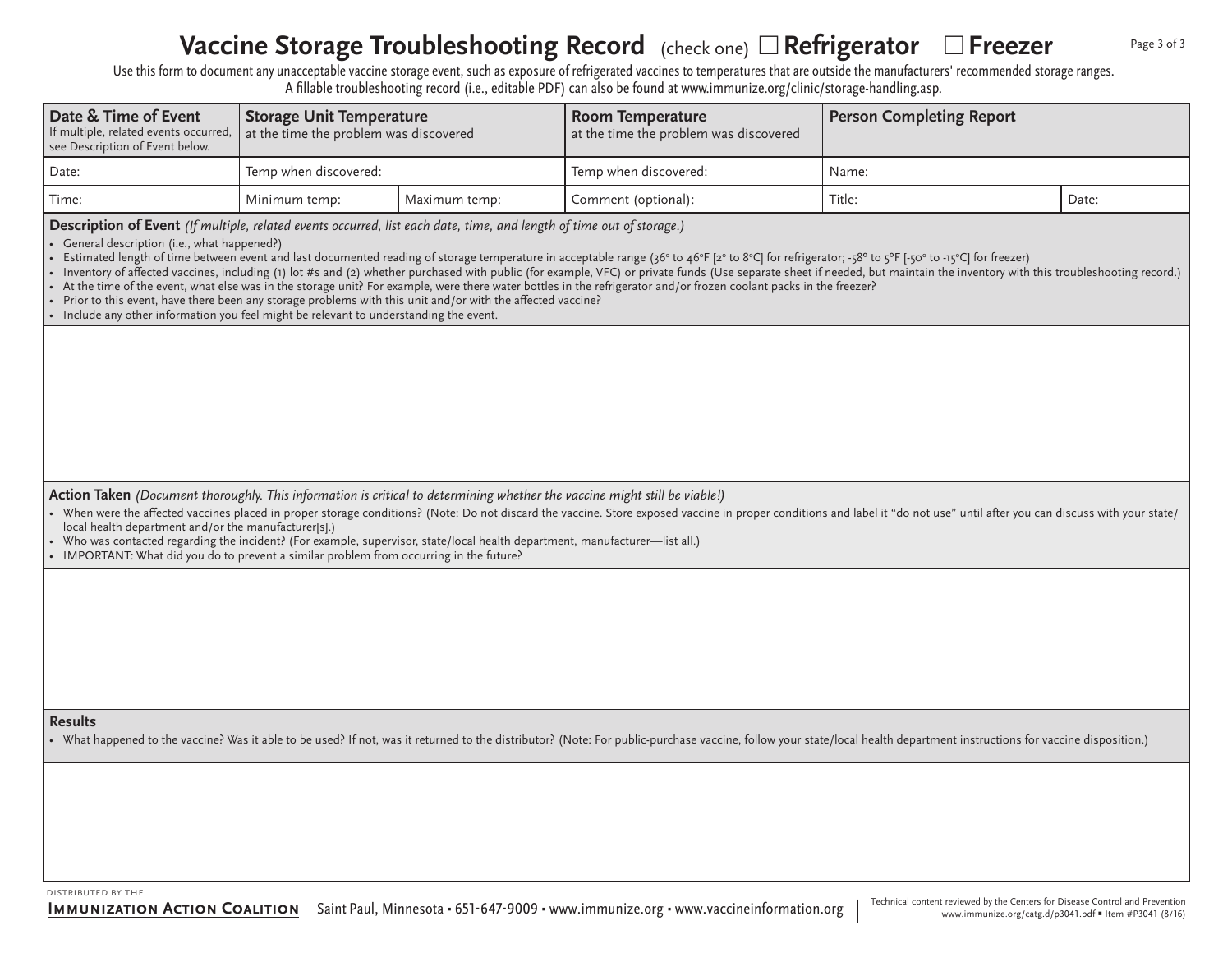# Vaccine Storage Troubleshooting Record (check one) ☐ Refrigerator ☐ Freezer

Use this form to document any unacceptable vaccine storage event, such as exposure of refrigerated vaccines to temperatures that are outside the manufacturers' recommended storage ranges. A fillable troubleshooting record (i.e., editable PDF) can also be found at www.immunize.org/clinic/storage-handling.asp.

| **Date & Time of Event** If multiple, related events occurred, see Description of Event below. | **Storage Unit Temperature** at the time the problem was discovered | | **Room Temperature** at the time the problem was discovered | **Person Completing Report** | |
|---|---|---|---|---|---|
| Date: | Temp when discovered: | | Temp when discovered: | Name: | |
| Time: | Minimum temp: | Maximum temp: | Comment (optional): | Title: | Date: |

**Description of Event** *(If multiple, related events occurred, list each date, time, and length of time out of storage.)*

- General description (i.e., what happened?)
- Estimated length of time between event and last documented reading of storage temperature in acceptable range (36° to 46°F [2° to 8°C] for refrigerator; -58° to 5°F [-50° to -15°C] for freezer)
- Inventory of affected vaccines, including (1) lot #s and (2) whether purchased with public (for example, VFC) or private funds (Use separate sheet if needed, but maintain the inventory with this troubleshooting record.)
- At the time of the event, what else was in the storage unit? For example, were there water bottles in the refrigerator and/or frozen coolant packs in the freezer?
- Prior to this event, have there been any storage problems with this unit and/or with the affected vaccine?
- Include any other information you feel might be relevant to understanding the event.

**Action Taken** *(Document thoroughly. This information is critical to determining whether the vaccine might still be viable!)*

- When were the affected vaccines placed in proper storage conditions? (Note: Do not discard the vaccine. Store exposed vaccine in proper conditions and label it "do not use" until after you can discuss with your state/local health department and/or the manufacturer[s].)
- Who was contacted regarding the incident? (For example, supervisor, state/local health department, manufacturer—list all.)
- IMPORTANT: What did you do to prevent a similar problem from occurring in the future?

**Results**

- What happened to the vaccine? Was it able to be used? If not, was it returned to the distributor? (Note: For public-purchase vaccine, follow your state/local health department instructions for vaccine disposition.)

DISTRIBUTED BY THE **Immunization Action Coalition** Saint Paul, Minnesota • 651-647-9009 • www.immunize.org • www.vaccineinformation.org

Technical content reviewed by the Centers for Disease Control and Prevention
www.immunize.org/catg.d/p3041.pdf • Item #P3041 (8/16)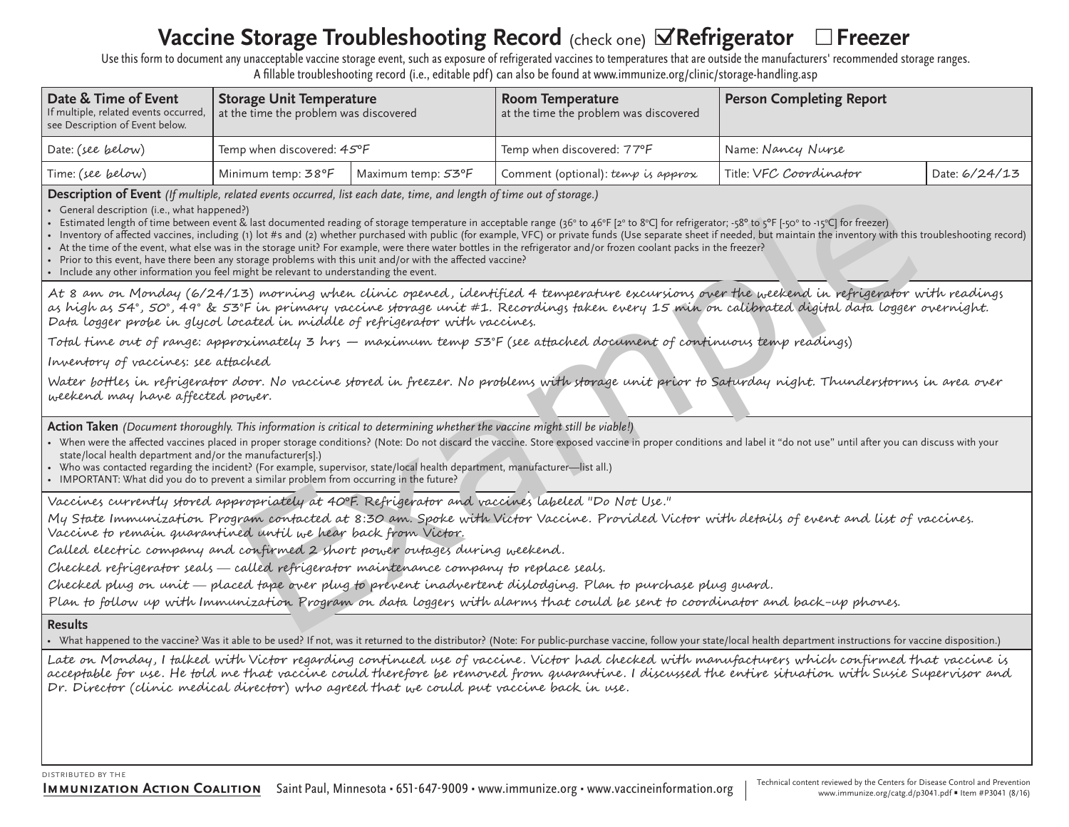# Vaccine Storage Troubleshooting Record (check one) ☑ Refrigerator ☐ Freezer

Use this form to document any unacceptable vaccine storage event, such as exposure of refrigerated vaccines to temperatures that are outside the manufacturers' recommended storage ranges. A fillable troubleshooting record (i.e., editable pdf) can also be found at www.immunize.org/clinic/storage-handling.asp

| **Date & Time of Event** If multiple, related events occurred, see Description of Event below. | **Storage Unit Temperature** at the time the problem was discovered | | **Room Temperature** at the time the problem was discovered | **Person Completing Report** | |
|---|---|---|---|---|---|
| Date: *(see below)* | Temp when discovered: *45°F* | | Temp when discovered: *77°F* | Name: *Nancy Nurse* | |
| Time: *(see below)* | Minimum temp: *38°F* | Maximum temp: *53°F* | Comment (optional): *temp is approx* | Title: *VFC Coordinator* | Date: *6/24/13* |

**Description of Event** *(If multiple, related events occurred, list each date, time, and length of time out of storage.)*

- General description (i.e., what happened?)
- Estimated length of time between event & last documented reading of storage temperature in acceptable range (36° to 46°F [2° to 8°C] for refrigerator; -58° to 5°F [-50° to -15°C] for freezer)
- Inventory of affected vaccines, including (1) lot #s and (2) whether purchased with public (for example, VFC) or private funds (Use separate sheet if needed, but maintain the inventory with this troubleshooting record)
- At the time of the event, what else was in the storage unit? For example, were there water bottles in the refrigerator and/or frozen coolant packs in the freezer?
- Prior to this event, have there been any storage problems with this unit and/or with the affected vaccine?
- Include any other information you feel might be relevant to understanding the event.

*At 8 am on Monday (6/24/13) morning when clinic opened, identified 4 temperature excursions over the weekend in refrigerator with readings as high as 54°, 50°, 49° & 53°F in primary vaccine storage unit #1. Recordings taken every 15 min on calibrated digital data logger overnight. Data logger probe in glycol located in middle of refrigerator with vaccines.*

*Total time out of range: approximately 3 hrs — maximum temp 53°F (see attached document of continuous temp readings)*

*Inventory of vaccines: see attached*

*Water bottles in refrigerator door. No vaccine stored in freezer. No problems with storage unit prior to Saturday night. Thunderstorms in area over weekend may have affected power.*

**Action Taken** *(Document thoroughly. This information is critical to determining whether the vaccine might still be viable!)*

- When were the affected vaccines placed in proper storage conditions? (Note: Do not discard the vaccine. Store exposed vaccine in proper conditions and label it "do not use" until after you can discuss with your state/local health department and/or the manufacturer[s].)
- Who was contacted regarding the incident? (For example, supervisor, state/local health department, manufacturer—list all.)
- IMPORTANT: What did you do to prevent a similar problem from occurring in the future?

*Vaccines currently stored appropriately at 40°F. Refrigerator and vaccines labeled "Do Not Use."*

*My State Immunization Program contacted at 8:30 am. Spoke with Victor Vaccine. Provided Victor with details of event and list of vaccines. Vaccine to remain quarantined until we hear back from Victor.*

*Called electric company and confirmed 2 short power outages during weekend.*

*Checked refrigerator seals — called refrigerator maintenance company to replace seals.*

*Checked plug on unit — placed tape over plug to prevent inadvertent dislodging. Plan to purchase plug guard.*

*Plan to follow up with Immunization Program on data loggers with alarms that could be sent to coordinator and back-up phones.*

**Results**

- What happened to the vaccine? Was it able to be used? If not, was it returned to the distributor? (Note: For public-purchase vaccine, follow your state/local health department instructions for vaccine disposition.)

*Late on Monday, I talked with Victor regarding continued use of vaccine. Victor had checked with manufacturers which confirmed that vaccine is acceptable for use. He told me that vaccine could therefore be removed from quarantine. I discussed the entire situation with Susie Supervisor and Dr. Director (clinic medical director) who agreed that we could put vaccine back in use.*

Example

DISTRIBUTED BY THE **Immunization Action Coalition** Saint Paul, Minnesota • 651-647-9009 • www.immunize.org • www.vaccineinformation.org

Technical content reviewed by the Centers for Disease Control and Prevention www.immunize.org/catg.d/p3041.pdf • Item #P3041 (8/16)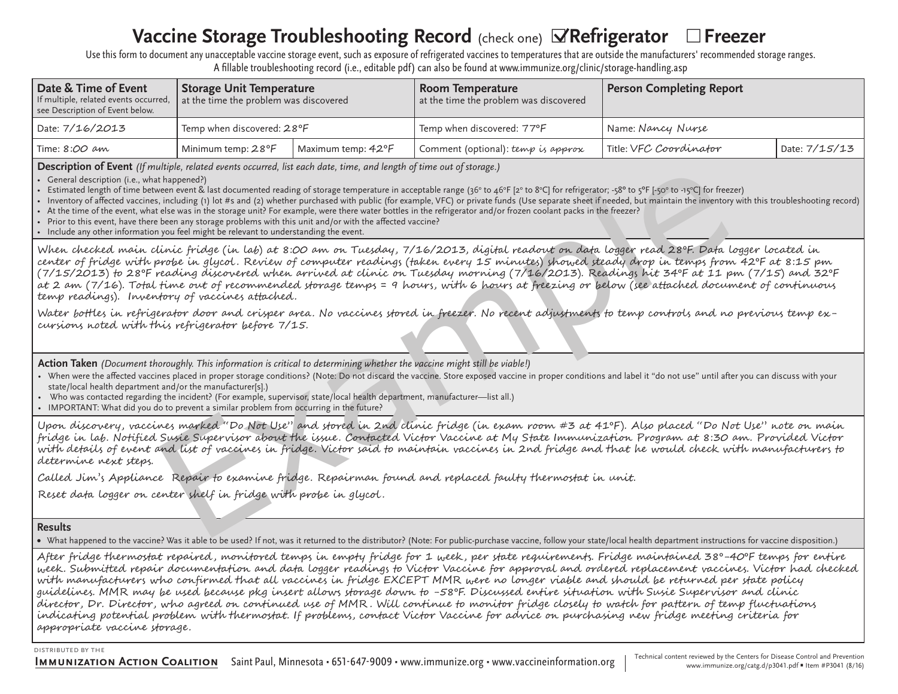# Vaccine Storage Troubleshooting Record (check one) ☑ Refrigerator ☐ Freezer

Use this form to document any unacceptable vaccine storage event, such as exposure of refrigerated vaccines to temperatures that are outside the manufacturers' recommended storage ranges.
A fillable troubleshooting record (i.e., editable pdf) can also be found at www.immunize.org/clinic/storage-handling.asp

| **Date & Time of Event** If multiple, related events occurred, see Description of Event below. | **Storage Unit Temperature** at the time the problem was discovered | | **Room Temperature** at the time the problem was discovered | **Person Completing Report** | |
|---|---|---|---|---|---|
| Date: 7/16/2013 | Temp when discovered: 28°F | | Temp when discovered: 77°F | Name: Nancy Nurse | |
| Time: 8:00 am | Minimum temp: 28°F | Maximum temp: 42°F | Comment (optional): temp is approx | Title: VFC Coordinator | Date: 7/15/13 |

**Description of Event** *(If multiple, related events occurred, list each date, time, and length of time out of storage.)*

- General description (i.e., what happened?)
- Estimated length of time between event & last documented reading of storage temperature in acceptable range (36° to 46°F [2° to 8°C] for refrigerator; -58° to 5°F [-50° to -15°C] for freezer)
- Inventory of affected vaccines, including (1) lot #s and (2) whether purchased with public (for example, VFC) or private funds (Use separate sheet if needed, but maintain the inventory with this troubleshooting record)
- At the time of the event, what else was in the storage unit? For example, were there water bottles in the refrigerator and/or frozen coolant packs in the freezer?
- Prior to this event, have there been any storage problems with this unit and/or with the affected vaccine?
- Include any other information you feel might be relevant to understanding the event.

When checked main clinic fridge (in lab) at 8:00 am on Tuesday, 7/16/2013, digital readout on data logger read 28°F. Data logger located in center of fridge with probe in glycol. Review of computer readings (taken every 15 minutes) showed steady drop in temps from 42°F at 8:15 pm (7/15/2013) to 28°F reading discovered when arrived at clinic on Tuesday morning (7/16/2013). Readings hit 34°F at 11 pm (7/15) and 32°F at 2 am (7/16). Total time out of recommended storage temps = 9 hours, with 6 hours at freezing or below (see attached document of continuous temp readings). Inventory of vaccines attached.

Water bottles in refrigerator door and crisper area. No vaccines stored in freezer. No recent adjustments to temp controls and no previous temp excursions noted with this refrigerator before 7/15.

**Action Taken** *(Document thoroughly. This information is critical to determining whether the vaccine might still be viable!)*

- When were the affected vaccines placed in proper storage conditions? (Note: Do not discard the vaccine. Store exposed vaccine in proper conditions and label it "do not use" until after you can discuss with your state/local health department and/or the manufacturer[s].)
- Who was contacted regarding the incident? (For example, supervisor, state/local health department, manufacturer—list all.)
- IMPORTANT: What did you do to prevent a similar problem from occurring in the future?

Upon discovery, vaccines marked "Do Not Use" and stored in 2nd clinic fridge (in exam room #3 at 41°F). Also placed "Do Not Use" note on main fridge in lab. Notified Susie Supervisor about the issue. Contacted Victor Vaccine at My State Immunization Program at 8:30 am. Provided Victor with details of event and list of vaccines in fridge. Victor said to maintain vaccines in 2nd fridge and that he would check with manufacturers to determine next steps.

Called Jim's Appliance Repair to examine fridge. Repairman found and replaced faulty thermostat in unit.

Reset data logger on center shelf in fridge with probe in glycol.

**Results**

- What happened to the vaccine? Was it able to be used? If not, was it returned to the distributor? (Note: For public-purchase vaccine, follow your state/local health department instructions for vaccine disposition.)

After fridge thermostat repaired, monitored temps in empty fridge for 1 week, per state requirements. Fridge maintained 38°–40°F temps for entire week. Submitted repair documentation and data logger readings to Victor Vaccine for approval and ordered replacement vaccines. Victor had checked with manufacturers who confirmed that all vaccines in fridge EXCEPT MMR were no longer viable and should be returned per state policy guidelines. MMR may be used because pkg insert allows storage down to –58°F. Discussed entire situation with Susie Supervisor and clinic director, Dr. Director, who agreed on continued use of MMR. Will continue to monitor fridge closely to watch for pattern of temp fluctuations indicating potential problem with thermostat. If problems, contact Victor Vaccine for advice on purchasing new fridge meeting criteria for appropriate vaccine storage.

Example

DISTRIBUTED BY THE
**Immunization Action Coalition** Saint Paul, Minnesota • 651-647-9009 • www.immunize.org • www.vaccineinformation.org

Technical content reviewed by the Centers for Disease Control and Prevention
www.immunize.org/catg.d/p3041.pdf • Item #P3041 (8/16)